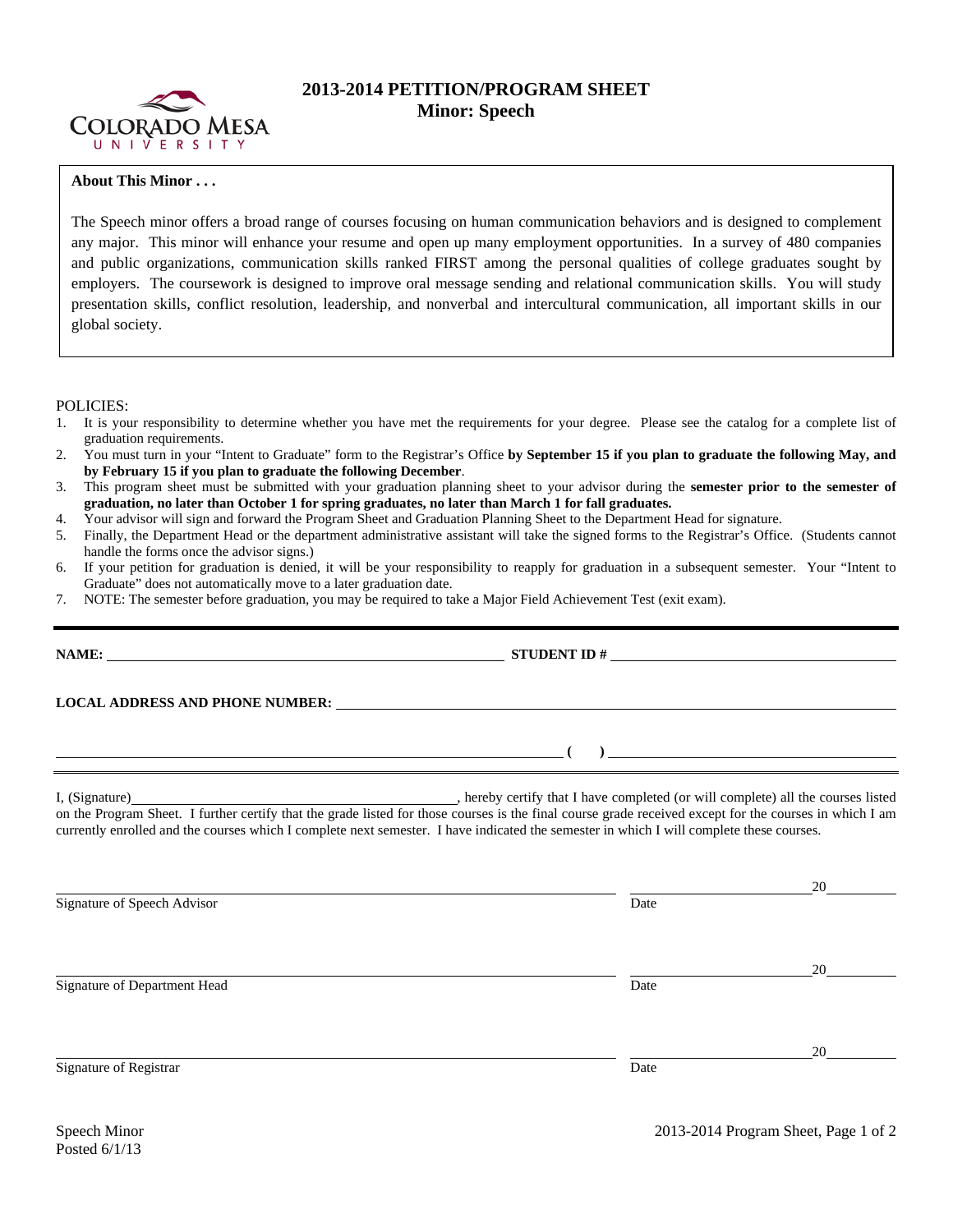# 2013-2014 PETITION/PROGRAM SHEET
## Minor: Speech

**About This Minor . . .**

The Speech minor offers a broad range of courses focusing on human communication behaviors and is designed to complement any major. This minor will enhance your resume and open up many employment opportunities. In a survey of 480 companies and public organizations, communication skills ranked FIRST among the personal qualities of college graduates sought by employers. The coursework is designed to improve oral message sending and relational communication skills. You will study presentation skills, conflict resolution, leadership, and nonverbal and intercultural communication, all important skills in our global society.

POLICIES:

1. It is your responsibility to determine whether you have met the requirements for your degree. Please see the catalog for a complete list of graduation requirements.
2. You must turn in your "Intent to Graduate" form to the Registrar's Office **by September 15 if you plan to graduate the following May, and by February 15 if you plan to graduate the following December**.
3. This program sheet must be submitted with your graduation planning sheet to your advisor during the **semester prior to the semester of graduation, no later than October 1 for spring graduates, no later than March 1 for fall graduates.**
4. Your advisor will sign and forward the Program Sheet and Graduation Planning Sheet to the Department Head for signature.
5. Finally, the Department Head or the department administrative assistant will take the signed forms to the Registrar's Office. (Students cannot handle the forms once the advisor signs.)
6. If your petition for graduation is denied, it will be your responsibility to reapply for graduation in a subsequent semester. Your "Intent to Graduate" does not automatically move to a later graduation date.
7. NOTE: The semester before graduation, you may be required to take a Major Field Achievement Test (exit exam).

---

**NAME:** ______________________________ **STUDENT ID #** ______________________________

**LOCAL ADDRESS AND PHONE NUMBER:** ______________________________

______________________________ **( )** ______________________________

I, (Signature)______________________________, hereby certify that I have completed (or will complete) all the courses listed on the Program Sheet. I further certify that the grade listed for those courses is the final course grade received except for the courses in which I am currently enrolled and the courses which I complete next semester. I have indicated the semester in which I will complete these courses.

______________________________ ______________________________20________
Signature of Speech Advisor Date

______________________________ ______________________________20________
Signature of Department Head Date

______________________________ ______________________________20________
Signature of Registrar Date

Speech Minor
Posted 6/1/13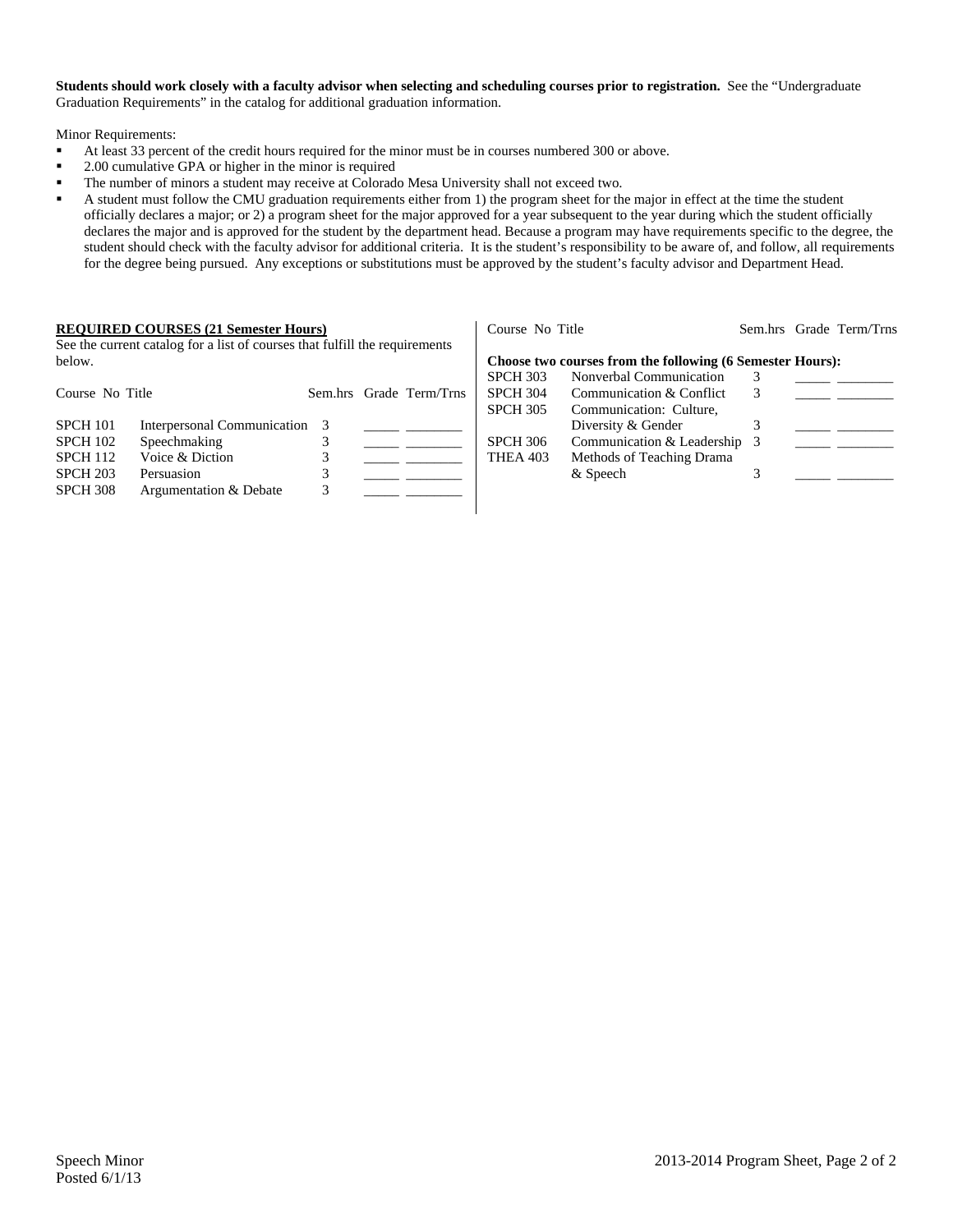**Students should work closely with a faculty advisor when selecting and scheduling courses prior to registration.** See the "Undergraduate Graduation Requirements" in the catalog for additional graduation information.

Minor Requirements:

- At least 33 percent of the credit hours required for the minor must be in courses numbered 300 or above.
- 2.00 cumulative GPA or higher in the minor is required
- The number of minors a student may receive at Colorado Mesa University shall not exceed two.
- A student must follow the CMU graduation requirements either from 1) the program sheet for the major in effect at the time the student officially declares a major; or 2) a program sheet for the major approved for a year subsequent to the year during which the student officially declares the major and is approved for the student by the department head. Because a program may have requirements specific to the degree, the student should check with the faculty advisor for additional criteria. It is the student's responsibility to be aware of, and follow, all requirements for the degree being pursued. Any exceptions or substitutions must be approved by the student's faculty advisor and Department Head.

**REQUIRED COURSES (21 Semester Hours)**

See the current catalog for a list of courses that fulfill the requirements below.

| Course No | Title | Sem.hrs | Grade | Term/Trns |
|---|---|---|---|---|
| SPCH 101 | Interpersonal Communication | 3 | _____ | ________ |
| SPCH 102 | Speechmaking | 3 | _____ | ________ |
| SPCH 112 | Voice & Diction | 3 | _____ | ________ |
| SPCH 203 | Persuasion | 3 | _____ | ________ |
| SPCH 308 | Argumentation & Debate | 3 | _____ | ________ |

**Choose two courses from the following (6 Semester Hours):**

| Course No | Title | Sem.hrs | Grade | Term/Trns |
|---|---|---|---|---|
| SPCH 303 | Nonverbal Communication | 3 | _____ | ________ |
| SPCH 304 | Communication & Conflict | 3 | _____ | ________ |
| SPCH 305 | Communication: Culture, Diversity & Gender | 3 | _____ | ________ |
| SPCH 306 | Communication & Leadership | 3 | _____ | ________ |
| THEA 403 | Methods of Teaching Drama & Speech | 3 | _____ | ________ |

Speech Minor
Posted 6/1/13